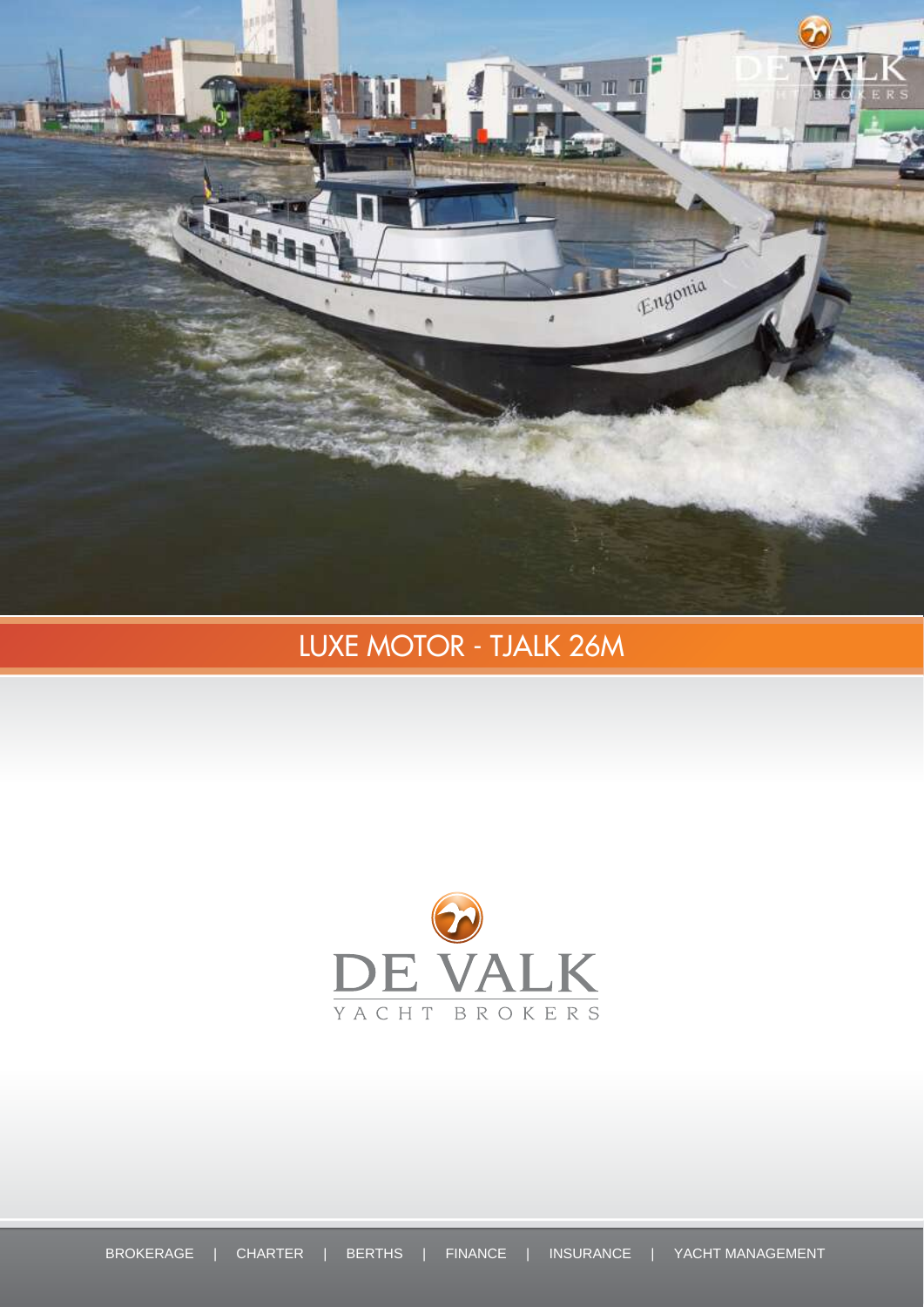# LUXE MOTOR - TJALK 26M

DE VALK

YACHT BROKERS

BROKERAGE | CHARTER | BERTHS | FINANCE | INSURANCE | YACHT MANAGEMENT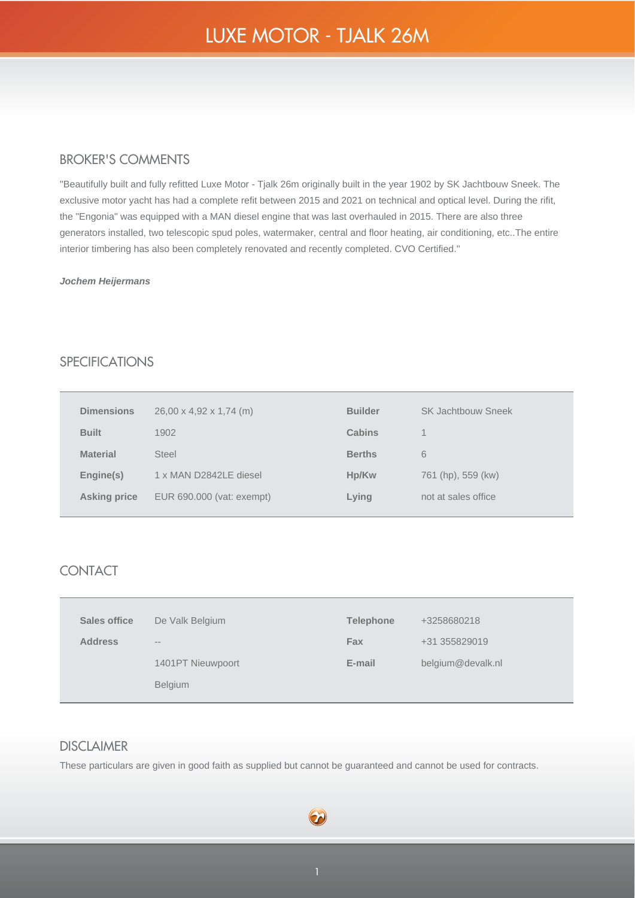# LUXE MOTOR - TJALK 26M

## BROKER'S COMMENTS

"Beautifully built and fully refitted Luxe Motor - Tjalk 26m originally built in the year 1902 by SK Jachtbouw Sneek. The exclusive motor yacht has had a complete refit between 2015 and 2021 on technical and optical level. During the rifit, the "Engonia" was equipped with a MAN diesel engine that was last overhauled in 2015. There are also three generators installed, two telescopic spud poles, watermaker, central and floor heating, air conditioning, etc..The entire interior timbering has also been completely renovated and recently completed. CVO Certified."

***Jochem Heijermans***

## SPECIFICATIONS

| | | | |
|---|---|---|---|
| **Dimensions** | 26,00 x 4,92 x 1,74 (m) | **Builder** | SK Jachtbouw Sneek |
| **Built** | 1902 | **Cabins** | 1 |
| **Material** | Steel | **Berths** | 6 |
| **Engine(s)** | 1 x MAN D2842LE diesel | **Hp/Kw** | 761 (hp), 559 (kw) |
| **Asking price** | EUR 690.000 (vat: exempt) | **Lying** | not at sales office |

## CONTACT

| | | | |
|---|---|---|---|
| **Sales office** | De Valk Belgium | **Telephone** | +3258680218 |
| **Address** | -- | **Fax** | +31 355829019 |
| | 1401PT Nieuwpoort | **E-mail** | belgium@devalk.nl |
| | Belgium | | |

## DISCLAIMER

These particulars are given in good faith as supplied but cannot be guaranteed and cannot be used for contracts.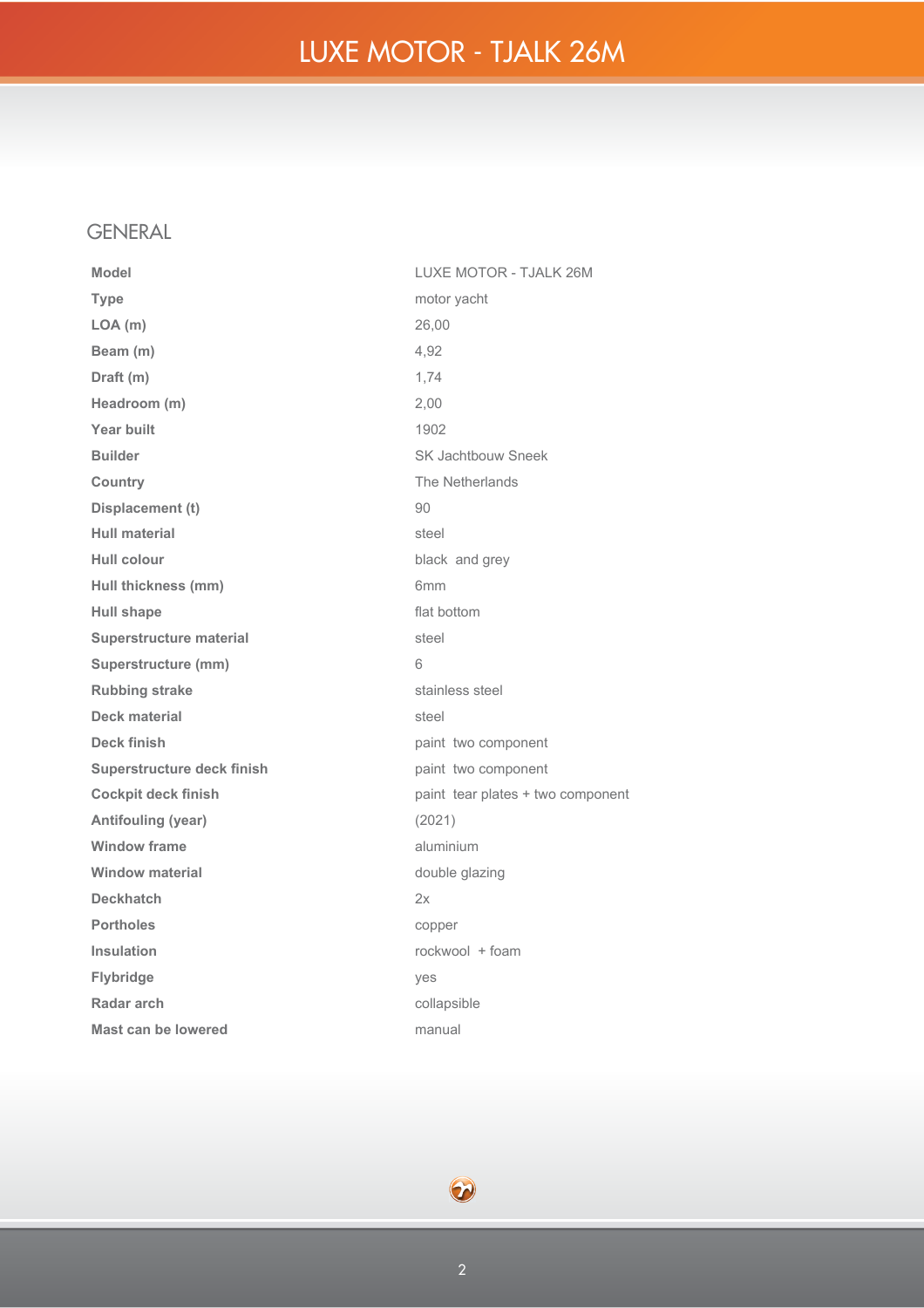# LUXE MOTOR - TJALK 26M

## GENERAL

| | |
|---|---|
| **Model** | LUXE MOTOR - TJALK 26M |
| **Type** | motor yacht |
| **LOA (m)** | 26,00 |
| **Beam (m)** | 4,92 |
| **Draft (m)** | 1,74 |
| **Headroom (m)** | 2,00 |
| **Year built** | 1902 |
| **Builder** | SK Jachtbouw Sneek |
| **Country** | The Netherlands |
| **Displacement (t)** | 90 |
| **Hull material** | steel |
| **Hull colour** | black  and grey |
| **Hull thickness (mm)** | 6mm |
| **Hull shape** | flat bottom |
| **Superstructure material** | steel |
| **Superstructure (mm)** | 6 |
| **Rubbing strake** | stainless steel |
| **Deck material** | steel |
| **Deck finish** | paint  two component |
| **Superstructure deck finish** | paint  two component |
| **Cockpit deck finish** | paint  tear plates + two component |
| **Antifouling (year)** | (2021) |
| **Window frame** | aluminium |
| **Window material** | double glazing |
| **Deckhatch** | 2x |
| **Portholes** | copper |
| **Insulation** | rockwool  + foam |
| **Flybridge** | yes |
| **Radar arch** | collapsible |
| **Mast can be lowered** | manual |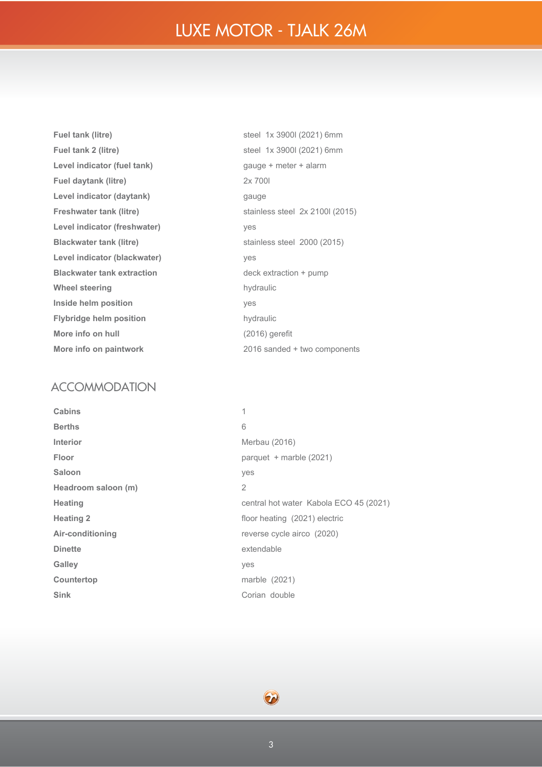| | |
|---|---|
| **Fuel tank (litre)** | steel 1x 3900l (2021) 6mm |
| **Fuel tank 2 (litre)** | steel 1x 3900l (2021) 6mm |
| **Level indicator (fuel tank)** | gauge + meter + alarm |
| **Fuel daytank (litre)** | 2x 700l |
| **Level indicator (daytank)** | gauge |
| **Freshwater tank (litre)** | stainless steel 2x 2100l (2015) |
| **Level indicator (freshwater)** | yes |
| **Blackwater tank (litre)** | stainless steel 2000 (2015) |
| **Level indicator (blackwater)** | yes |
| **Blackwater tank extraction** | deck extraction + pump |
| **Wheel steering** | hydraulic |
| **Inside helm position** | yes |
| **Flybridge helm position** | hydraulic |
| **More info on hull** | (2016) gerefit |
| **More info on paintwork** | 2016 sanded + two components |

## ACCOMMODATION

| | |
|---|---|
| **Cabins** | 1 |
| **Berths** | 6 |
| **Interior** | Merbau (2016) |
| **Floor** | parquet + marble (2021) |
| **Saloon** | yes |
| **Headroom saloon (m)** | 2 |
| **Heating** | central hot water Kabola ECO 45 (2021) |
| **Heating 2** | floor heating (2021) electric |
| **Air-conditioning** | reverse cycle airco (2020) |
| **Dinette** | extendable |
| **Galley** | yes |
| **Countertop** | marble (2021) |
| **Sink** | Corian double |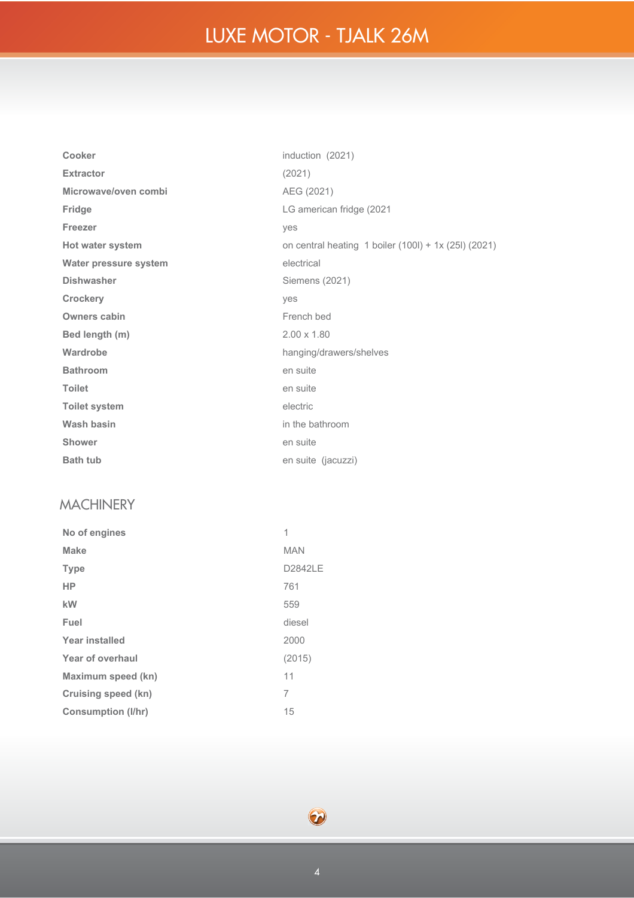| | |
|---|---|
| **Cooker** | induction (2021) |
| **Extractor** | (2021) |
| **Microwave/oven combi** | AEG (2021) |
| **Fridge** | LG american fridge (2021 |
| **Freezer** | yes |
| **Hot water system** | on central heating 1 boiler (100l) + 1x (25l) (2021) |
| **Water pressure system** | electrical |
| **Dishwasher** | Siemens (2021) |
| **Crockery** | yes |
| **Owners cabin** | French bed |
| **Bed length (m)** | 2.00 x 1.80 |
| **Wardrobe** | hanging/drawers/shelves |
| **Bathroom** | en suite |
| **Toilet** | en suite |
| **Toilet system** | electric |
| **Wash basin** | in the bathroom |
| **Shower** | en suite |
| **Bath tub** | en suite (jacuzzi) |

## MACHINERY

| | |
|---|---|
| **No of engines** | 1 |
| **Make** | MAN |
| **Type** | D2842LE |
| **HP** | 761 |
| **kW** | 559 |
| **Fuel** | diesel |
| **Year installed** | 2000 |
| **Year of overhaul** | (2015) |
| **Maximum speed (kn)** | 11 |
| **Cruising speed (kn)** | 7 |
| **Consumption (l/hr)** | 15 |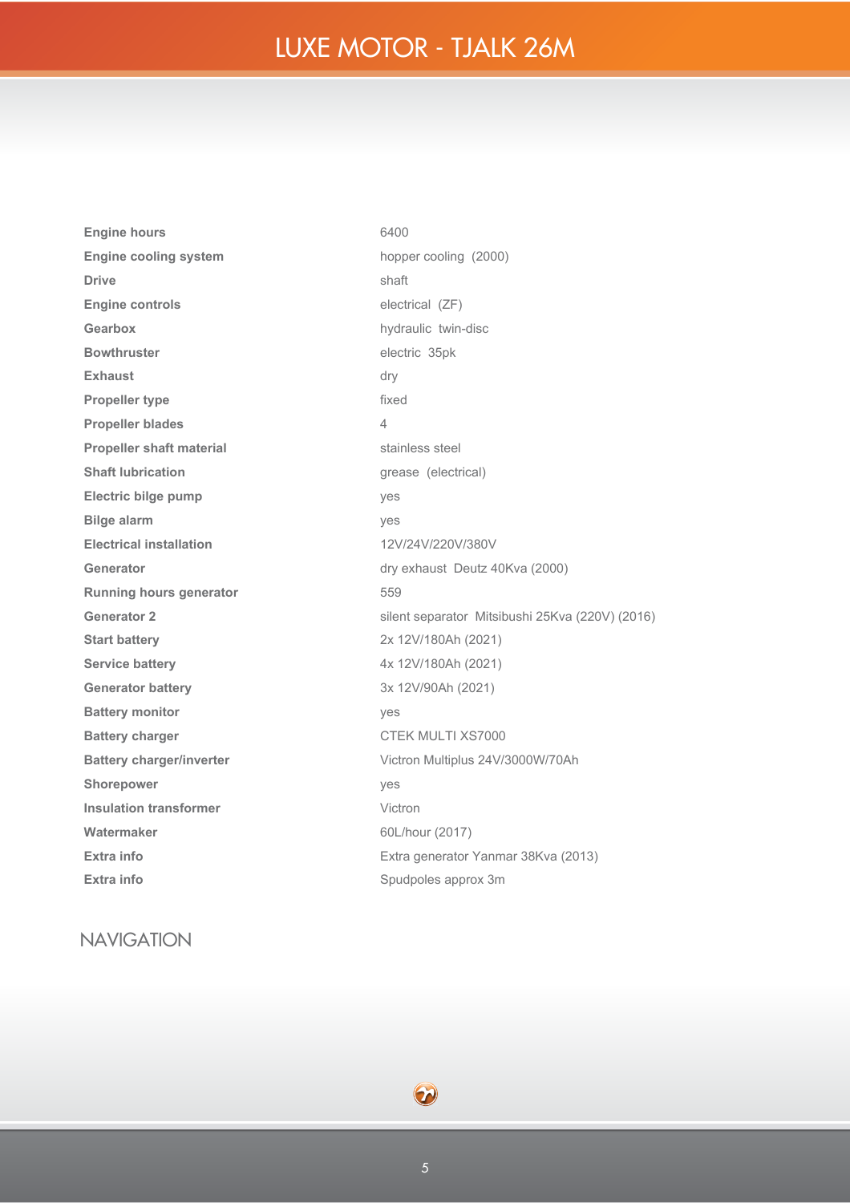| | |
|---|---|
| **Engine hours** | 6400 |
| **Engine cooling system** | hopper cooling (2000) |
| **Drive** | shaft |
| **Engine controls** | electrical (ZF) |
| **Gearbox** | hydraulic twin-disc |
| **Bowthruster** | electric 35pk |
| **Exhaust** | dry |
| **Propeller type** | fixed |
| **Propeller blades** | 4 |
| **Propeller shaft material** | stainless steel |
| **Shaft lubrication** | grease (electrical) |
| **Electric bilge pump** | yes |
| **Bilge alarm** | yes |
| **Electrical installation** | 12V/24V/220V/380V |
| **Generator** | dry exhaust Deutz 40Kva (2000) |
| **Running hours generator** | 559 |
| **Generator 2** | silent separator Mitsibushi 25Kva (220V) (2016) |
| **Start battery** | 2x 12V/180Ah (2021) |
| **Service battery** | 4x 12V/180Ah (2021) |
| **Generator battery** | 3x 12V/90Ah (2021) |
| **Battery monitor** | yes |
| **Battery charger** | CTEK MULTI XS7000 |
| **Battery charger/inverter** | Victron Multiplus 24V/3000W/70Ah |
| **Shorepower** | yes |
| **Insulation transformer** | Victron |
| **Watermaker** | 60L/hour (2017) |
| **Extra info** | Extra generator Yanmar 38Kva (2013) |
| **Extra info** | Spudpoles approx 3m |

## NAVIGATION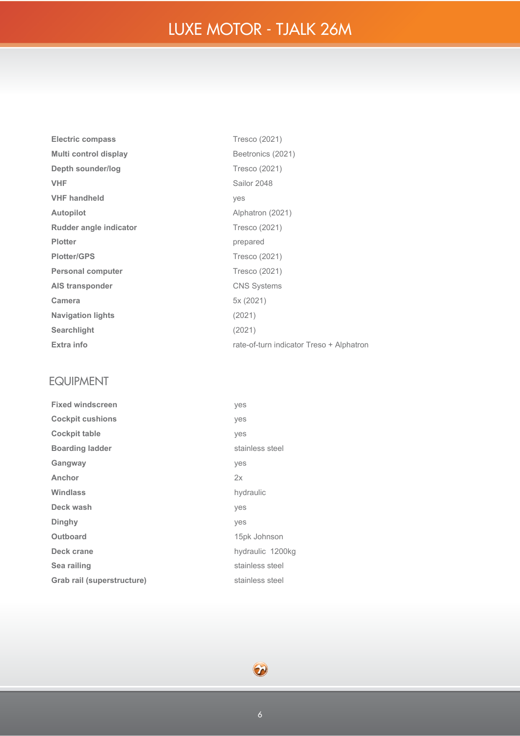| | |
|---|---|
| **Electric compass** | Tresco (2021) |
| **Multi control display** | Beetronics (2021) |
| **Depth sounder/log** | Tresco (2021) |
| **VHF** | Sailor 2048 |
| **VHF handheld** | yes |
| **Autopilot** | Alphatron (2021) |
| **Rudder angle indicator** | Tresco (2021) |
| **Plotter** | prepared |
| **Plotter/GPS** | Tresco (2021) |
| **Personal computer** | Tresco (2021) |
| **AIS transponder** | CNS Systems |
| **Camera** | 5x (2021) |
| **Navigation lights** | (2021) |
| **Searchlight** | (2021) |
| **Extra info** | rate-of-turn indicator Treso + Alphatron |

## EQUIPMENT

| | |
|---|---|
| **Fixed windscreen** | yes |
| **Cockpit cushions** | yes |
| **Cockpit table** | yes |
| **Boarding ladder** | stainless steel |
| **Gangway** | yes |
| **Anchor** | 2x |
| **Windlass** | hydraulic |
| **Deck wash** | yes |
| **Dinghy** | yes |
| **Outboard** | 15pk Johnson |
| **Deck crane** | hydraulic 1200kg |
| **Sea railing** | stainless steel |
| **Grab rail (superstructure)** | stainless steel |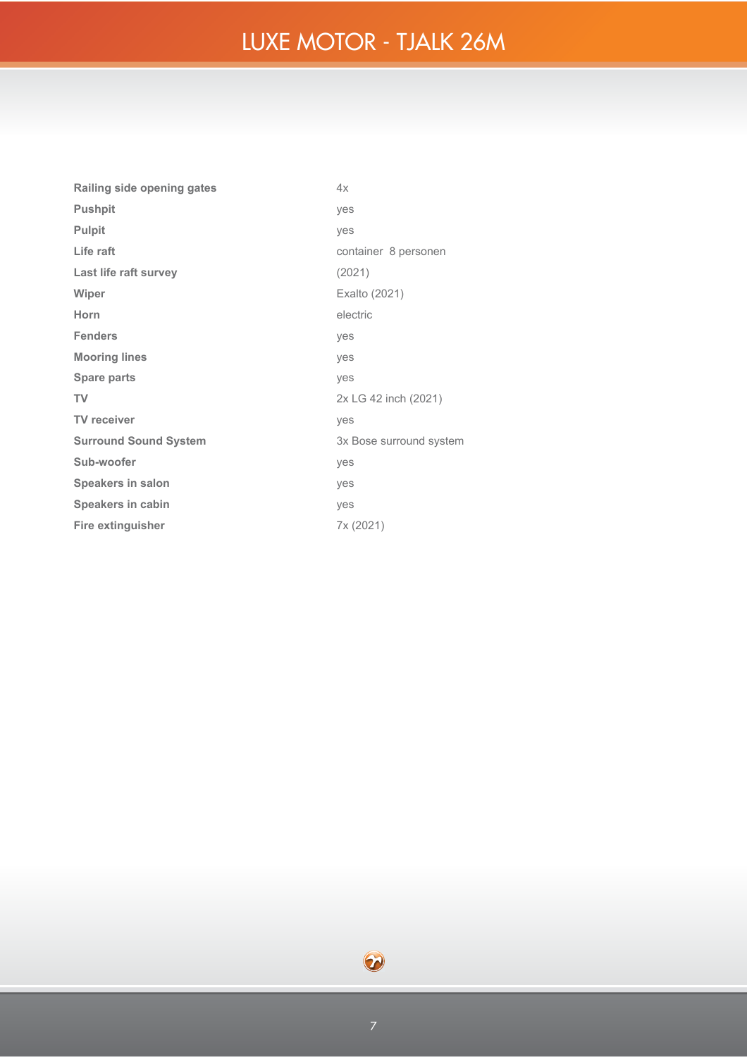| Railing side opening gates | 4x |
| --- | --- |
| Pushpit | yes |
| Pulpit | yes |
| Life raft | container  8 personen |
| Last life raft survey | (2021) |
| Wiper | Exalto (2021) |
| Horn | electric |
| Fenders | yes |
| Mooring lines | yes |
| Spare parts | yes |
| TV | 2x LG 42 inch (2021) |
| TV receiver | yes |
| Surround Sound System | 3x Bose surround system |
| Sub-woofer | yes |
| Speakers in salon | yes |
| Speakers in cabin | yes |
| Fire extinguisher | 7x (2021) |